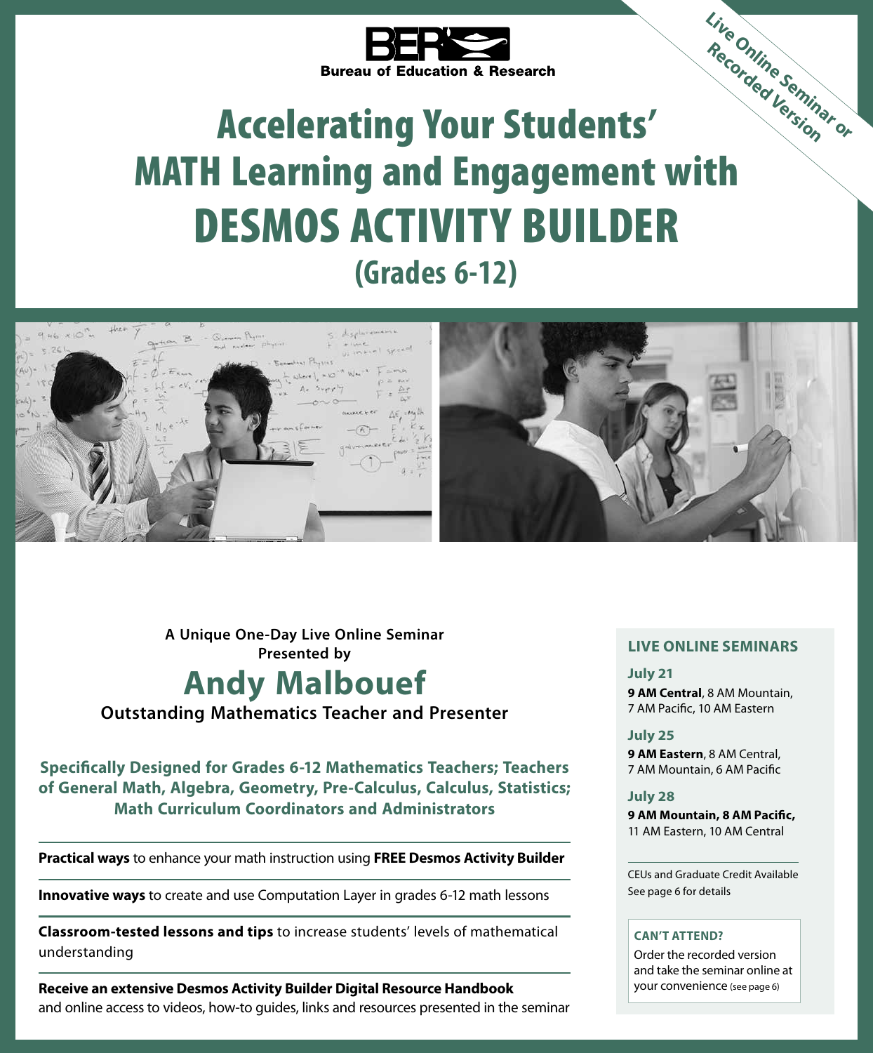**BER**
**Bureau of Education & Research**

*Live Online Seminar or Recorded Version*

# Accelerating Your Students' MATH Learning and Engagement with DESMOS ACTIVITY BUILDER

## (Grades 6-12)

**A Unique One-Day Live Online Seminar Presented by**

## Andy Malbouef

**Outstanding Mathematics Teacher and Presenter**

**Specifically Designed for Grades 6-12 Mathematics Teachers; Teachers of General Math, Algebra, Geometry, Pre-Calculus, Calculus, Statistics; Math Curriculum Coordinators and Administrators**

**Practical ways** to enhance your math instruction using **FREE Desmos Activity Builder**

**Innovative ways** to create and use Computation Layer in grades 6-12 math lessons

**Classroom-tested lessons and tips** to increase students' levels of mathematical understanding

**Receive an extensive Desmos Activity Builder Digital Resource Handbook** and online access to videos, how-to guides, links and resources presented in the seminar

### LIVE ONLINE SEMINARS

**July 21**
**9 AM Central**, 8 AM Mountain, 7 AM Pacific, 10 AM Eastern

**July 25**
**9 AM Eastern**, 8 AM Central, 7 AM Mountain, 6 AM Pacific

**July 28**
**9 AM Mountain, 8 AM Pacific,** 11 AM Eastern, 10 AM Central

CEUs and Graduate Credit Available
See page 6 for details

**CAN'T ATTEND?**
Order the recorded version and take the seminar online at your convenience (see page 6)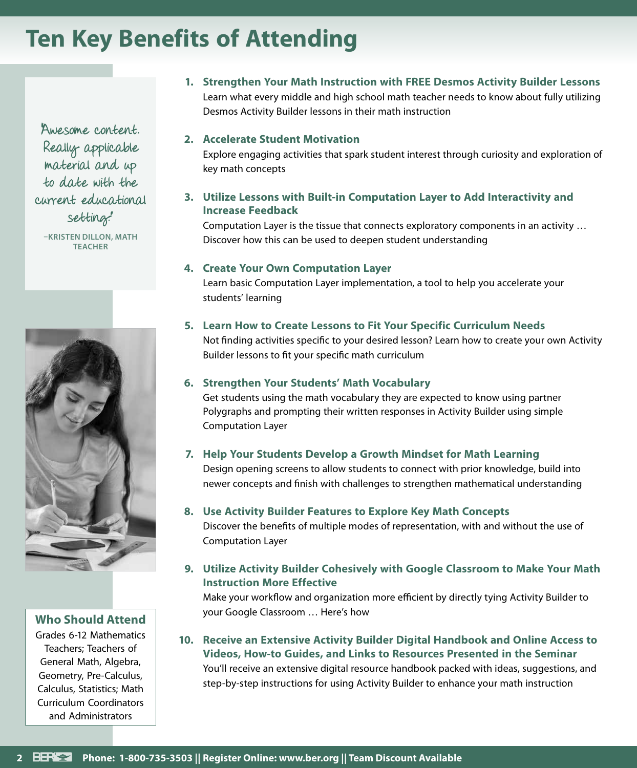# Ten Key Benefits of Attending

"Awesome content. Really applicable material and up to date with the current educational setting."

–KRISTEN DILLON, MATH TEACHER

1. **Strengthen Your Math Instruction with FREE Desmos Activity Builder Lessons**
   Learn what every middle and high school math teacher needs to know about fully utilizing Desmos Activity Builder lessons in their math instruction

2. **Accelerate Student Motivation**
   Explore engaging activities that spark student interest through curiosity and exploration of key math concepts

3. **Utilize Lessons with Built-in Computation Layer to Add Interactivity and Increase Feedback**
   Computation Layer is the tissue that connects exploratory components in an activity … Discover how this can be used to deepen student understanding

4. **Create Your Own Computation Layer**
   Learn basic Computation Layer implementation, a tool to help you accelerate your students' learning

5. **Learn How to Create Lessons to Fit Your Specific Curriculum Needs**
   Not finding activities specific to your desired lesson? Learn how to create your own Activity Builder lessons to fit your specific math curriculum

6. **Strengthen Your Students' Math Vocabulary**
   Get students using the math vocabulary they are expected to know using partner Polygraphs and prompting their written responses in Activity Builder using simple Computation Layer

7. **Help Your Students Develop a Growth Mindset for Math Learning**
   Design opening screens to allow students to connect with prior knowledge, build into newer concepts and finish with challenges to strengthen mathematical understanding

8. **Use Activity Builder Features to Explore Key Math Concepts**
   Discover the benefits of multiple modes of representation, with and without the use of Computation Layer

9. **Utilize Activity Builder Cohesively with Google Classroom to Make Your Math Instruction More Effective**
   Make your workflow and organization more efficient by directly tying Activity Builder to your Google Classroom … Here's how

10. **Receive an Extensive Activity Builder Digital Handbook and Online Access to Videos, How-to Guides, and Links to Resources Presented in the Seminar**
    You'll receive an extensive digital resource handbook packed with ideas, suggestions, and step-by-step instructions for using Activity Builder to enhance your math instruction

## Who Should Attend

Grades 6-12 Mathematics Teachers; Teachers of General Math, Algebra, Geometry, Pre-Calculus, Calculus, Statistics; Math Curriculum Coordinators and Administrators

**Phone: 1-800-735-3503 || Register Online: www.ber.org || Team Discount Available**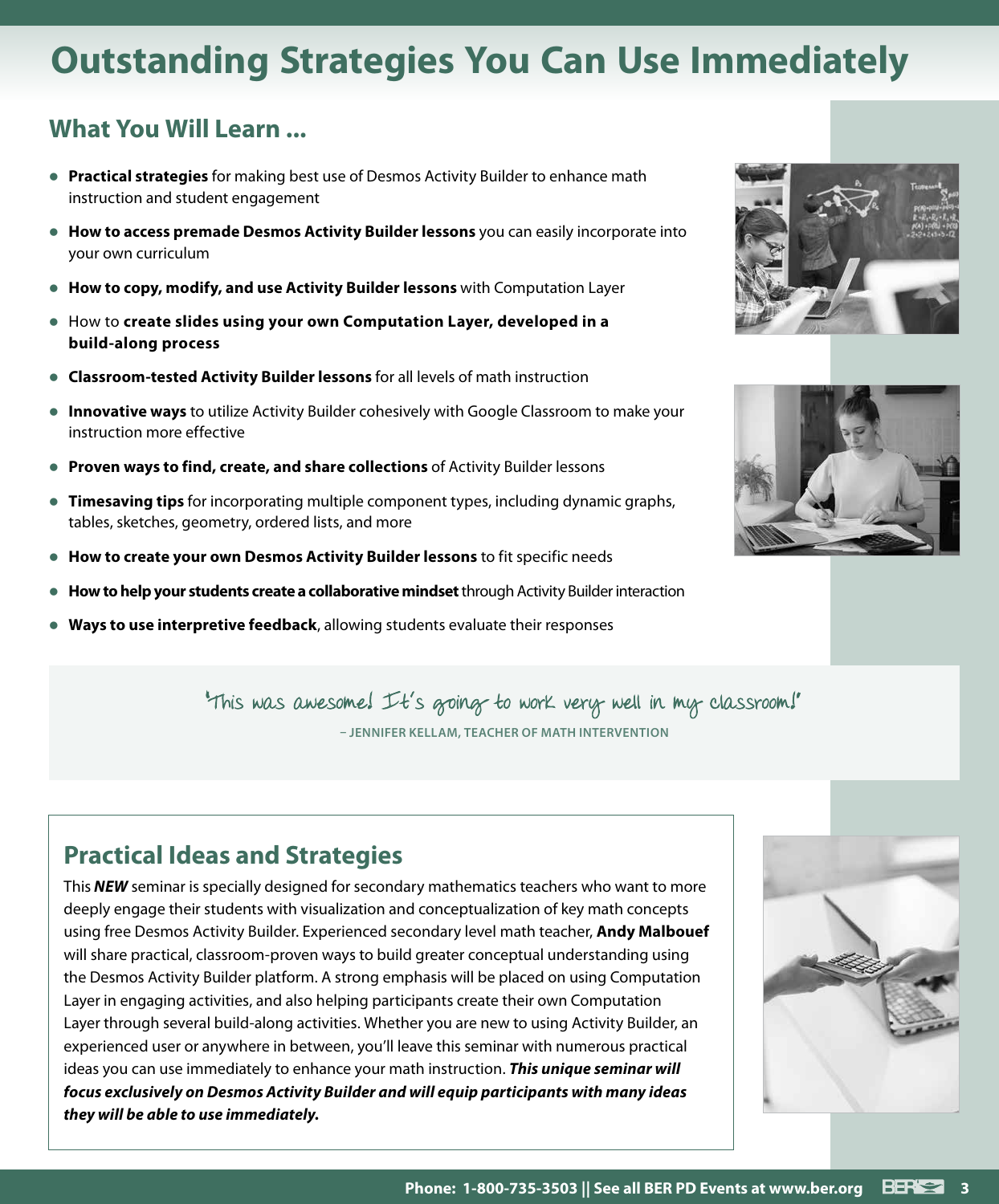# Outstanding Strategies You Can Use Immediately

## What You Will Learn ...

- **Practical strategies** for making best use of Desmos Activity Builder to enhance math instruction and student engagement
- **How to access premade Desmos Activity Builder lessons** you can easily incorporate into your own curriculum
- **How to copy, modify, and use Activity Builder lessons** with Computation Layer
- How to **create slides using your own Computation Layer, developed in a build-along process**
- **Classroom-tested Activity Builder lessons** for all levels of math instruction
- **Innovative ways** to utilize Activity Builder cohesively with Google Classroom to make your instruction more effective
- **Proven ways to find, create, and share collections** of Activity Builder lessons
- **Timesaving tips** for incorporating multiple component types, including dynamic graphs, tables, sketches, geometry, ordered lists, and more
- **How to create your own Desmos Activity Builder lessons** to fit specific needs
- **How to help your students create a collaborative mindset** through Activity Builder interaction
- **Ways to use interpretive feedback**, allowing students evaluate their responses

"This was awesome! It's going to work very well in my classroom!"

– JENNIFER KELLAM, TEACHER OF MATH INTERVENTION

## Practical Ideas and Strategies

This ***NEW*** seminar is specially designed for secondary mathematics teachers who want to more deeply engage their students with visualization and conceptualization of key math concepts using free Desmos Activity Builder. Experienced secondary level math teacher, **Andy Malbouef** will share practical, classroom-proven ways to build greater conceptual understanding using the Desmos Activity Builder platform. A strong emphasis will be placed on using Computation Layer in engaging activities, and also helping participants create their own Computation Layer through several build-along activities. Whether you are new to using Activity Builder, an experienced user or anywhere in between, you'll leave this seminar with numerous practical ideas you can use immediately to enhance your math instruction. ***This unique seminar will focus exclusively on Desmos Activity Builder and will equip participants with many ideas they will be able to use immediately.***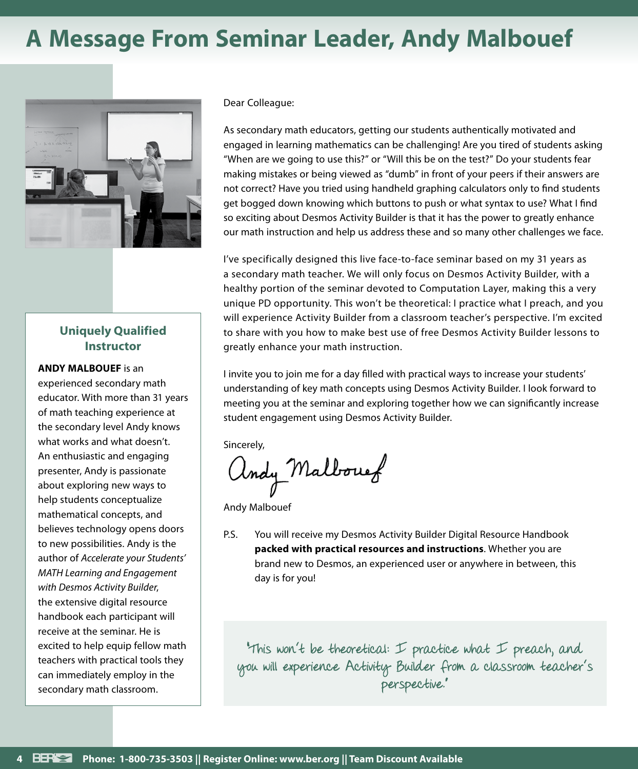# A Message From Seminar Leader, Andy Malbouef

Dear Colleague:

As secondary math educators, getting our students authentically motivated and engaged in learning mathematics can be challenging! Are you tired of students asking "When are we going to use this?" or "Will this be on the test?" Do your students fear making mistakes or being viewed as "dumb" in front of your peers if their answers are not correct? Have you tried using handheld graphing calculators only to find students get bogged down knowing which buttons to push or what syntax to use? What I find so exciting about Desmos Activity Builder is that it has the power to greatly enhance our math instruction and help us address these and so many other challenges we face.

I've specifically designed this live face-to-face seminar based on my 31 years as a secondary math teacher. We will only focus on Desmos Activity Builder, with a healthy portion of the seminar devoted to Computation Layer, making this a very unique PD opportunity. This won't be theoretical: I practice what I preach, and you will experience Activity Builder from a classroom teacher's perspective. I'm excited to share with you how to make best use of free Desmos Activity Builder lessons to greatly enhance your math instruction.

I invite you to join me for a day filled with practical ways to increase your students' understanding of key math concepts using Desmos Activity Builder. I look forward to meeting you at the seminar and exploring together how we can significantly increase student engagement using Desmos Activity Builder.

Sincerely,

Andy Malbouef

Andy Malbouef

P.S. You will receive my Desmos Activity Builder Digital Resource Handbook **packed with practical resources and instructions**. Whether you are brand new to Desmos, an experienced user or anywhere in between, this day is for you!

"This won't be theoretical: I practice what I preach, and you will experience Activity Builder from a classroom teacher's perspective."

## Uniquely Qualified Instructor

**ANDY MALBOUEF** is an experienced secondary math educator. With more than 31 years of math teaching experience at the secondary level Andy knows what works and what doesn't. An enthusiastic and engaging presenter, Andy is passionate about exploring new ways to help students conceptualize mathematical concepts, and believes technology opens doors to new possibilities. Andy is the author of *Accelerate your Students' MATH Learning and Engagement with Desmos Activity Builder*, the extensive digital resource handbook each participant will receive at the seminar. He is excited to help equip fellow math teachers with practical tools they can immediately employ in the secondary math classroom.

**Phone: 1-800-735-3503 || Register Online: www.ber.org || Team Discount Available**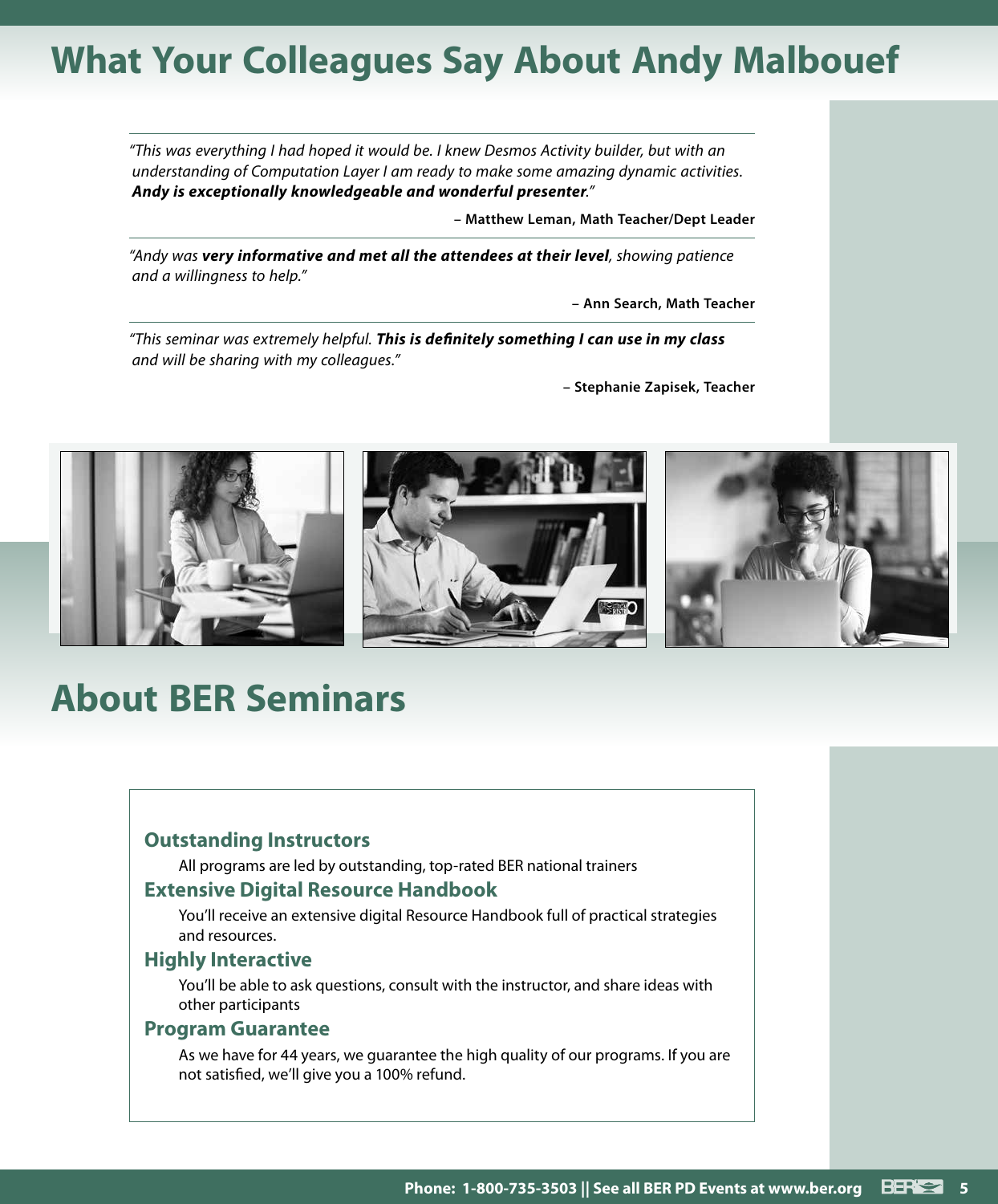# What Your Colleagues Say About Andy Malbouef

*"This was everything I had hoped it would be. I knew Desmos Activity builder, but with an understanding of Computation Layer I am ready to make some amazing dynamic activities.* ***Andy is exceptionally knowledgeable and wonderful presenter****."*

**– Matthew Leman, Math Teacher/Dept Leader**

*"Andy was* ***very informative and met all the attendees at their level****, showing patience and a willingness to help."*

**– Ann Search, Math Teacher**

*"This seminar was extremely helpful.* ***This is definitely something I can use in my class*** *and will be sharing with my colleagues."*

**– Stephanie Zapisek, Teacher**

# About BER Seminars

### Outstanding Instructors

All programs are led by outstanding, top-rated BER national trainers

### Extensive Digital Resource Handbook

You'll receive an extensive digital Resource Handbook full of practical strategies and resources.

### Highly Interactive

You'll be able to ask questions, consult with the instructor, and share ideas with other participants

### Program Guarantee

As we have for 44 years, we guarantee the high quality of our programs. If you are not satisfied, we'll give you a 100% refund.

**Phone: 1-800-735-3503 || See all BER PD Events at www.ber.org**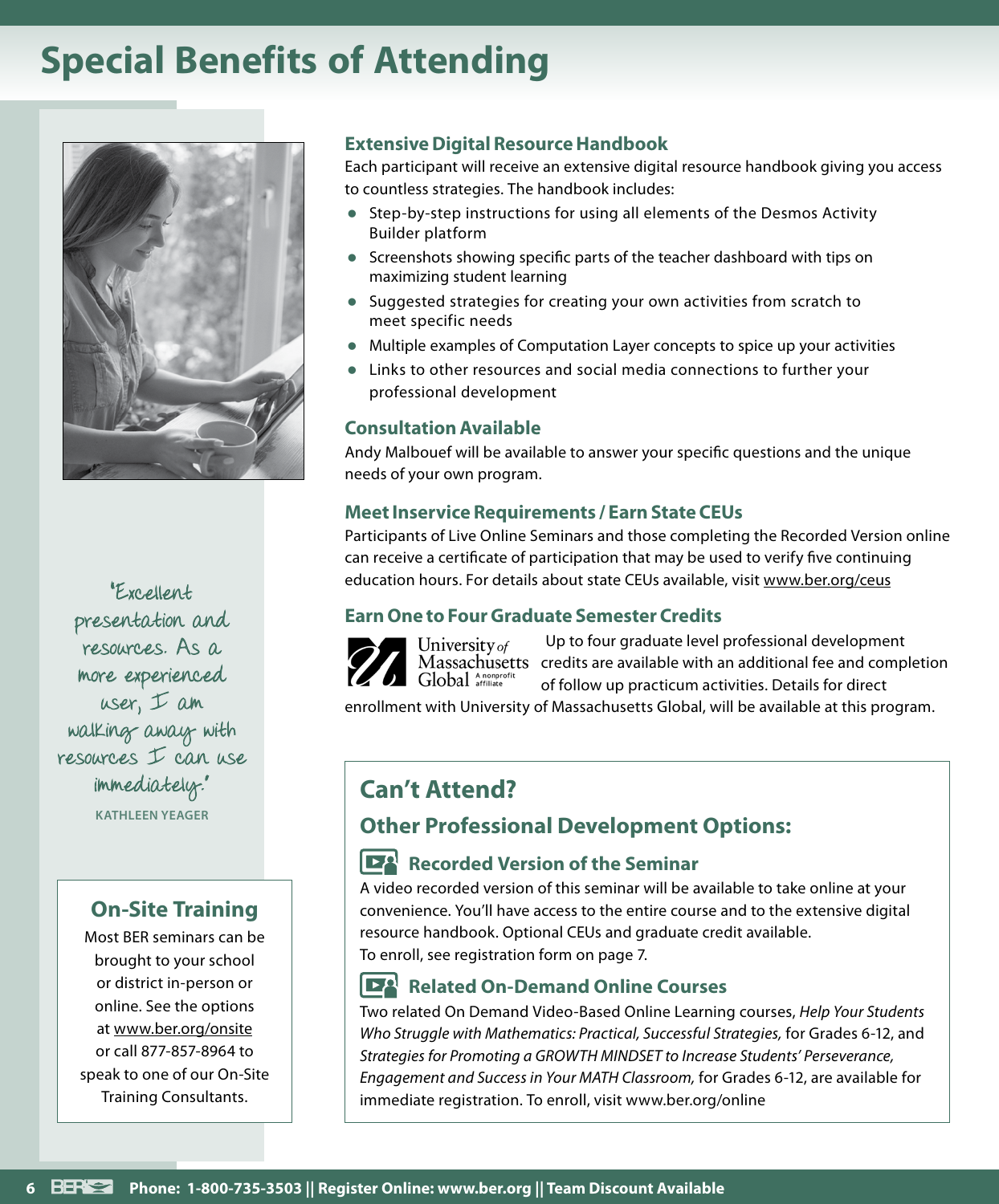# Special Benefits of Attending

"Excellent presentation and resources. As a more experienced user, I am walking away with resources I can use immediately."

**KATHLEEN YEAGER**

## On-Site Training

Most BER seminars can be brought to your school or district in-person or online. See the options at www.ber.org/onsite or call 877-857-8964 to speak to one of our On-Site Training Consultants.

### Extensive Digital Resource Handbook

Each participant will receive an extensive digital resource handbook giving you access to countless strategies. The handbook includes:

- Step-by-step instructions for using all elements of the Desmos Activity Builder platform
- Screenshots showing specific parts of the teacher dashboard with tips on maximizing student learning
- Suggested strategies for creating your own activities from scratch to meet specific needs
- Multiple examples of Computation Layer concepts to spice up your activities
- Links to other resources and social media connections to further your professional development

### Consultation Available

Andy Malbouef will be available to answer your specific questions and the unique needs of your own program.

### Meet Inservice Requirements / Earn State CEUs

Participants of Live Online Seminars and those completing the Recorded Version online can receive a certificate of participation that may be used to verify five continuing education hours. For details about state CEUs available, visit www.ber.org/ceus

### Earn One to Four Graduate Semester Credits

University of Massachusetts Global A nonprofit affiliate

Up to four graduate level professional development credits are available with an additional fee and completion of follow up practicum activities. Details for direct enrollment with University of Massachusetts Global, will be available at this program.

## Can't Attend?

## Other Professional Development Options:

### Recorded Version of the Seminar

A video recorded version of this seminar will be available to take online at your convenience. You'll have access to the entire course and to the extensive digital resource handbook. Optional CEUs and graduate credit available.
To enroll, see registration form on page 7.

### Related On-Demand Online Courses

Two related On Demand Video-Based Online Learning courses, *Help Your Students Who Struggle with Mathematics: Practical, Successful Strategies,* for Grades 6-12, and *Strategies for Promoting a GROWTH MINDSET to Increase Students' Perseverance, Engagement and Success in Your MATH Classroom,* for Grades 6-12, are available for immediate registration. To enroll, visit www.ber.org/online

Phone: 1-800-735-3503 || Register Online: www.ber.org || Team Discount Available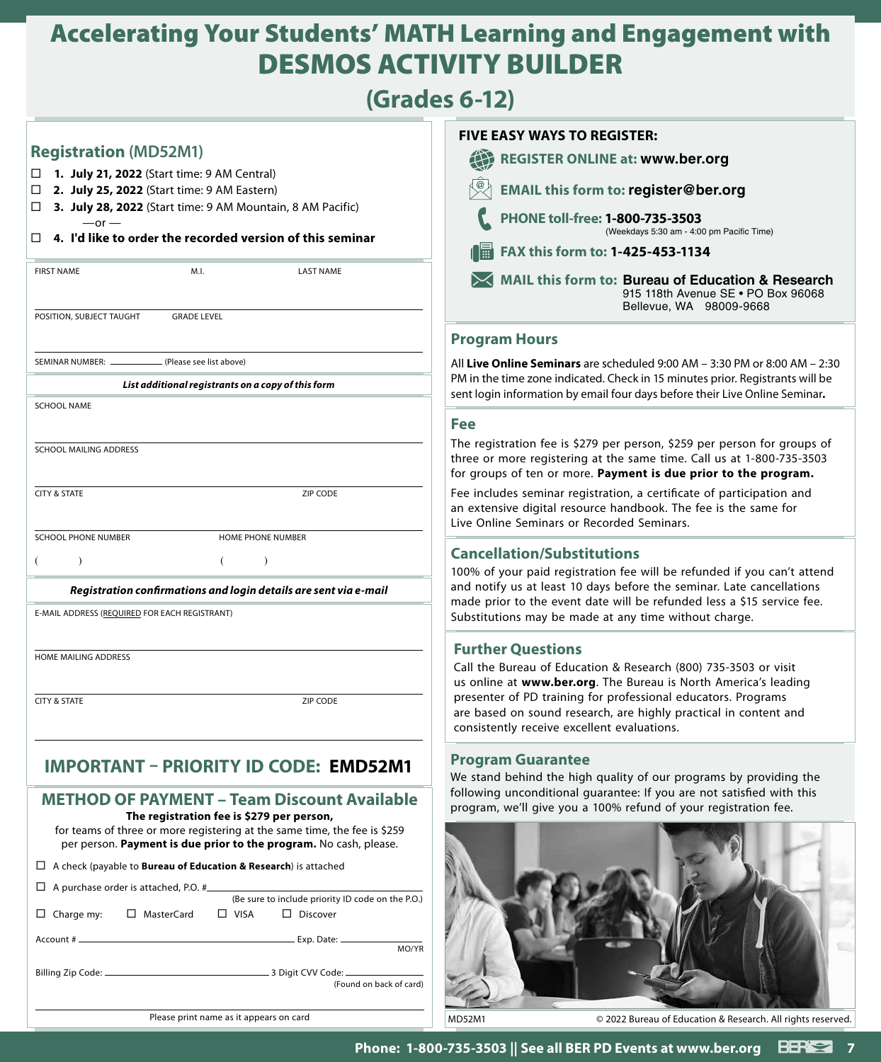# Accelerating Your Students' MATH Learning and Engagement with DESMOS ACTIVITY BUILDER

## (Grades 6-12)

## Registration (MD52M1)

- ☐ **1. July 21, 2022** (Start time: 9 AM Central)
- ☐ **2. July 25, 2022** (Start time: 9 AM Eastern)
- ☐ **3. July 28, 2022** (Start time: 9 AM Mountain, 8 AM Pacific)

—or —

- ☐ **4. I'd like to order the recorded version of this seminar**

FIRST NAME M.I. LAST NAME

POSITION, SUBJECT TAUGHT GRADE LEVEL

SEMINAR NUMBER: ________ (Please see list above)

***List additional registrants on a copy of this form***

SCHOOL NAME

SCHOOL MAILING ADDRESS

CITY & STATE ZIP CODE

SCHOOL PHONE NUMBER ( ) HOME PHONE NUMBER ( )

***Registration confirmations and login details are sent via e-mail***

E-MAIL ADDRESS (REQUIRED FOR EACH REGISTRANT)

HOME MAILING ADDRESS

CITY & STATE ZIP CODE

## IMPORTANT – PRIORITY ID CODE: EMD52M1

## METHOD OF PAYMENT – Team Discount Available

**The registration fee is $279 per person,** for teams of three or more registering at the same time, the fee is $259 per person. **Payment is due prior to the program.** No cash, please.

- ☐ A check (payable to **Bureau of Education & Research**) is attached
- ☐ A purchase order is attached, P.O. # ________ (Be sure to include priority ID code on the P.O.)
- ☐ Charge my: ☐ MasterCard ☐ VISA ☐ Discover

Account # ________ Exp. Date: ________ MO/YR

Billing Zip Code: ________ 3 Digit CVV Code: ________ (Found on back of card)

Please print name as it appears on card

## FIVE EASY WAYS TO REGISTER:

- **REGISTER ONLINE at: www.ber.org**
- **EMAIL this form to: register@ber.org**
- **PHONE toll-free: 1-800-735-3503** (Weekdays 5:30 am - 4:00 pm Pacific Time)
- **FAX this form to: 1-425-453-1134**
- **MAIL this form to: Bureau of Education & Research**
  915 118th Avenue SE • PO Box 96068
  Bellevue, WA 98009-9668

## Program Hours

All **Live Online Seminars** are scheduled 9:00 AM – 3:30 PM or 8:00 AM – 2:30 PM in the time zone indicated. Check in 15 minutes prior. Registrants will be sent login information by email four days before their Live Online Seminar**.**

## Fee

The registration fee is $279 per person, $259 per person for groups of three or more registering at the same time. Call us at 1-800-735-3503 for groups of ten or more. **Payment is due prior to the program.**

Fee includes seminar registration, a certificate of participation and an extensive digital resource handbook. The fee is the same for Live Online Seminars or Recorded Seminars.

## Cancellation/Substitutions

100% of your paid registration fee will be refunded if you can't attend and notify us at least 10 days before the seminar. Late cancellations made prior to the event date will be refunded less a $15 service fee. Substitutions may be made at any time without charge.

## Further Questions

Call the Bureau of Education & Research (800) 735-3503 or visit us online at **www.ber.org**. The Bureau is North America's leading presenter of PD training for professional educators. Programs are based on sound research, are highly practical in content and consistently receive excellent evaluations.

## Program Guarantee

We stand behind the high quality of our programs by providing the following unconditional guarantee: If you are not satisfied with this program, we'll give you a 100% refund of your registration fee.

MD52M1 © 2022 Bureau of Education & Research. All rights reserved.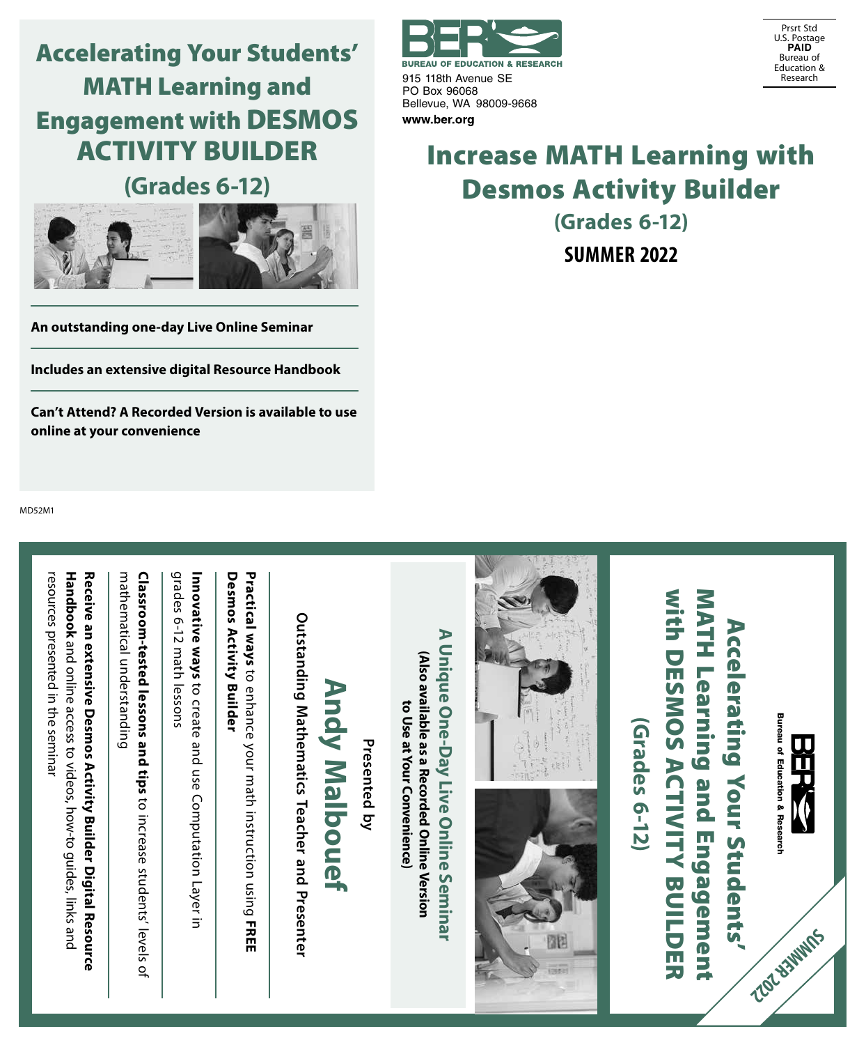# Accelerating Your Students' MATH Learning and Engagement with DESMOS ACTIVITY BUILDER

## (Grades 6-12)

**An outstanding one-day Live Online Seminar**

**Includes an extensive digital Resource Handbook**

**Can't Attend? A Recorded Version is available to use online at your convenience**

MD52M1

BER BUREAU OF EDUCATION & RESEARCH
915 118th Avenue SE
PO Box 96068
Bellevue, WA 98009-9668
**www.ber.org**

Prsrt Std
U.S. Postage
**PAID**
Bureau of Education & Research

# Increase MATH Learning with Desmos Activity Builder

## (Grades 6-12)

## SUMMER 2022

---

Bureau of Education & Research

# Accelerating Your Students' MATH Learning and Engagement with DESMOS ACTIVITY BUILDER

## (Grades 6-12)

SUMMER 2022

**A Unique One-Day Live Online Seminar**

**(Also available as a Recorded Online Version to Use at Your Convenience)**

Presented by

## Andy Malbouef

**Outstanding Mathematics Teacher and Presenter**

**Practical ways** to enhance your math instruction using **FREE Desmos Activity Builder**

**Innovative ways** to create and use Computation Layer in grades 6-12 math lessons

**Classroom-tested lessons and tips** to increase students' levels of mathematical understanding

**Receive an extensive Desmos Activity Builder Digital Resource Handbook** and online access to videos, how-to guides, links and resources presented in the seminar